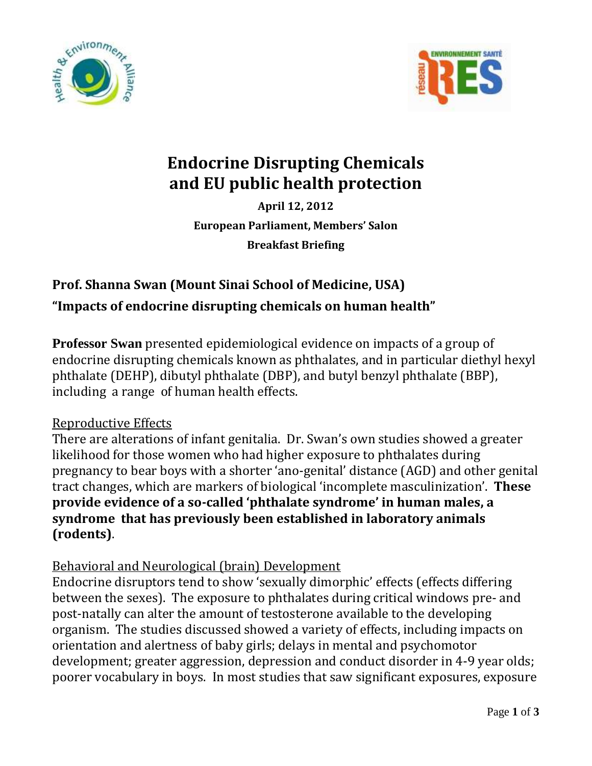# Endocrine Disrupting Chemicals and EU public health protection

**April 12, 2012**

**European Parliament, Members' Salon**

**Breakfast Briefing**

## Prof. Shanna Swan (Mount Sinai School of Medicine, USA)

## "Impacts of endocrine disrupting chemicals on human health"

**Professor Swan** presented epidemiological evidence on impacts of a group of endocrine disrupting chemicals known as phthalates, and in particular diethyl hexyl phthalate (DEHP), dibutyl phthalate (DBP), and butyl benzyl phthalate (BBP), including a range of human health effects.

### Reproductive Effects

There are alterations of infant genitalia. Dr. Swan's own studies showed a greater likelihood for those women who had higher exposure to phthalates during pregnancy to bear boys with a shorter 'ano-genital' distance (AGD) and other genital tract changes, which are markers of biological 'incomplete masculinization'. **These provide evidence of a so-called 'phthalate syndrome' in human males, a syndrome that has previously been established in laboratory animals (rodents)**.

### Behavioral and Neurological (brain) Development

Endocrine disruptors tend to show 'sexually dimorphic' effects (effects differing between the sexes). The exposure to phthalates during critical windows pre- and post-natally can alter the amount of testosterone available to the developing organism. The studies discussed showed a variety of effects, including impacts on orientation and alertness of baby girls; delays in mental and psychomotor development; greater aggression, depression and conduct disorder in 4-9 year olds; poorer vocabulary in boys. In most studies that saw significant exposures, exposure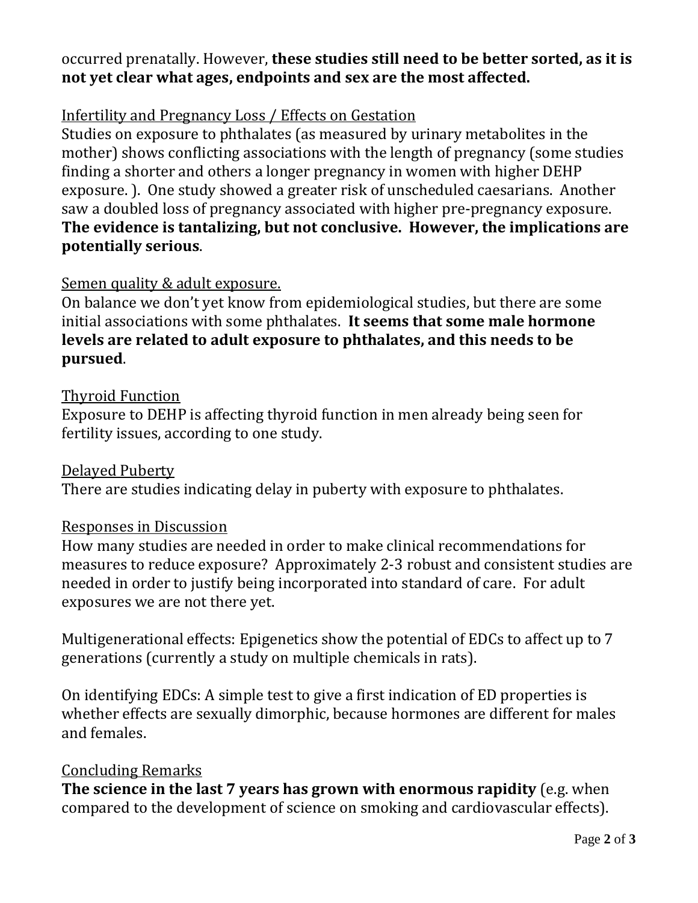occurred prenatally. However, **these studies still need to be better sorted, as it is not yet clear what ages, endpoints and sex are the most affected.**

<u>Infertility and Pregnancy Loss / Effects on Gestation</u>

Studies on exposure to phthalates (as measured by urinary metabolites in the mother) shows conflicting associations with the length of pregnancy (some studies finding a shorter and others a longer pregnancy in women with higher DEHP exposure. ). One study showed a greater risk of unscheduled caesarians. Another saw a doubled loss of pregnancy associated with higher pre-pregnancy exposure. **The evidence is tantalizing, but not conclusive. However, the implications are potentially serious**.

<u>Semen quality & adult exposure.</u>

On balance we don't yet know from epidemiological studies, but there are some initial associations with some phthalates. **It seems that some male hormone levels are related to adult exposure to phthalates, and this needs to be pursued**.

<u>Thyroid Function</u>

Exposure to DEHP is affecting thyroid function in men already being seen for fertility issues, according to one study.

<u>Delayed Puberty</u>

There are studies indicating delay in puberty with exposure to phthalates.

<u>Responses in Discussion</u>

How many studies are needed in order to make clinical recommendations for measures to reduce exposure? Approximately 2-3 robust and consistent studies are needed in order to justify being incorporated into standard of care. For adult exposures we are not there yet.

Multigenerational effects: Epigenetics show the potential of EDCs to affect up to 7 generations (currently a study on multiple chemicals in rats).

On identifying EDCs: A simple test to give a first indication of ED properties is whether effects are sexually dimorphic, because hormones are different for males and females.

<u>Concluding Remarks</u>

**The science in the last 7 years has grown with enormous rapidity** (e.g. when compared to the development of science on smoking and cardiovascular effects).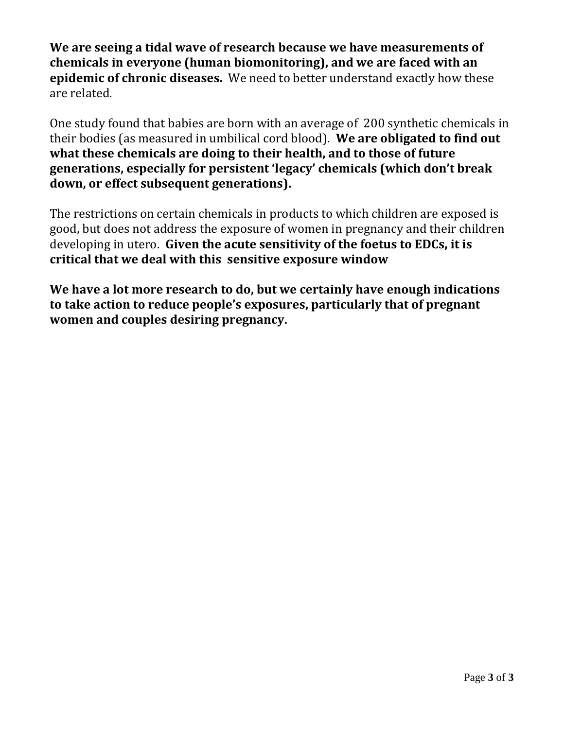**We are seeing a tidal wave of research because we have measurements of chemicals in everyone (human biomonitoring), and we are faced with an epidemic of chronic diseases.** We need to better understand exactly how these are related.

One study found that babies are born with an average of 200 synthetic chemicals in their bodies (as measured in umbilical cord blood). **We are obligated to find out what these chemicals are doing to their health, and to those of future generations, especially for persistent 'legacy' chemicals (which don't break down, or effect subsequent generations).**

The restrictions on certain chemicals in products to which children are exposed is good, but does not address the exposure of women in pregnancy and their children developing in utero. **Given the acute sensitivity of the foetus to EDCs, it is critical that we deal with this sensitive exposure window**

**We have a lot more research to do, but we certainly have enough indications to take action to reduce people's exposures, particularly that of pregnant women and couples desiring pregnancy.**